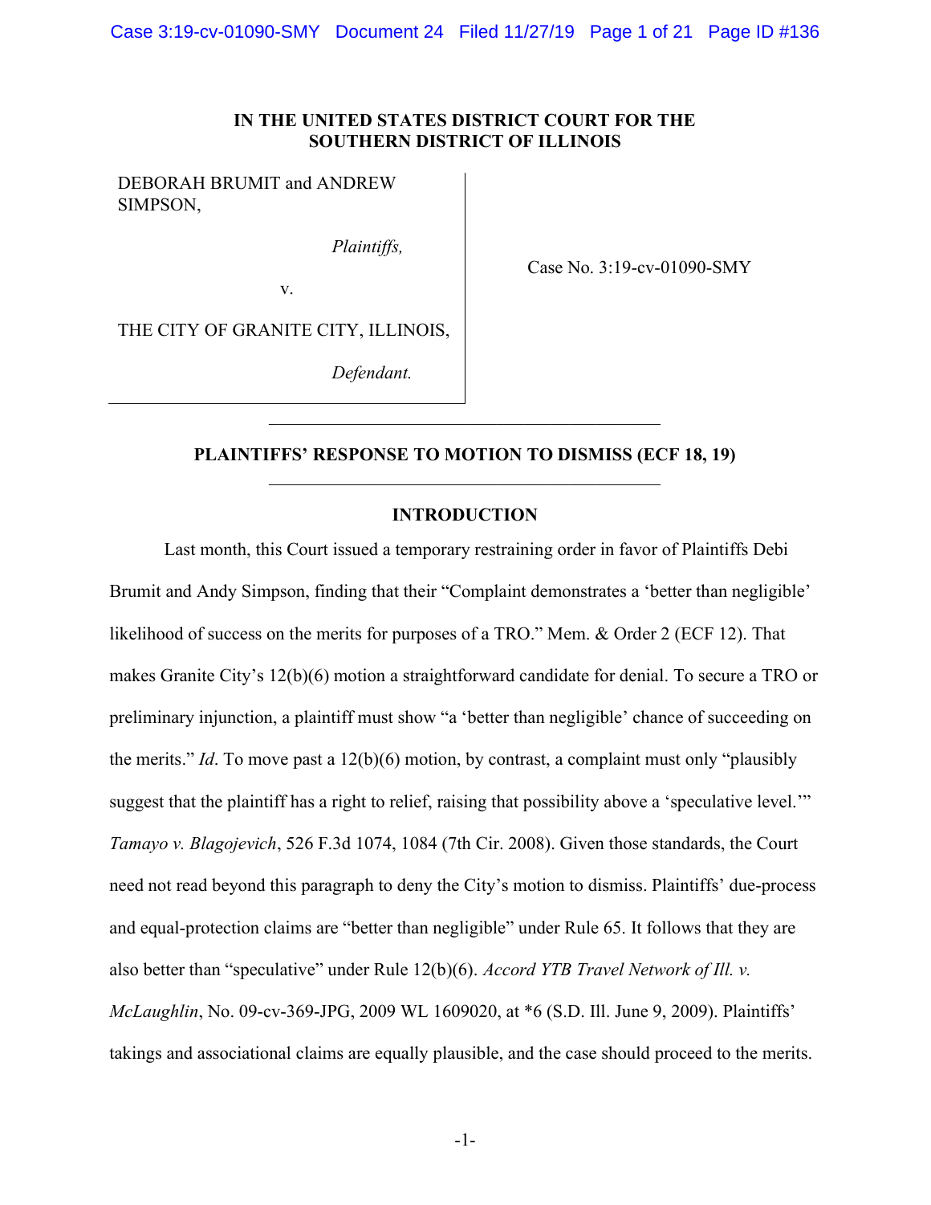**IN THE UNITED STATES DISTRICT COURT FOR THE SOUTHERN DISTRICT OF ILLINOIS**

DEBORAH BRUMIT and ANDREW SIMPSON,

*Plaintiffs,*

v.

THE CITY OF GRANITE CITY, ILLINOIS,

*Defendant.*

Case No. 3:19-cv-01090-SMY

---

**PLAINTIFFS' RESPONSE TO MOTION TO DISMISS (ECF 18, 19)**

---

## INTRODUCTION

Last month, this Court issued a temporary restraining order in favor of Plaintiffs Debi Brumit and Andy Simpson, finding that their "Complaint demonstrates a 'better than negligible' likelihood of success on the merits for purposes of a TRO." Mem. & Order 2 (ECF 12). That makes Granite City's 12(b)(6) motion a straightforward candidate for denial. To secure a TRO or preliminary injunction, a plaintiff must show "a 'better than negligible' chance of succeeding on the merits." *Id*. To move past a 12(b)(6) motion, by contrast, a complaint must only "plausibly suggest that the plaintiff has a right to relief, raising that possibility above a 'speculative level.'" *Tamayo v. Blagojevich*, 526 F.3d 1074, 1084 (7th Cir. 2008). Given those standards, the Court need not read beyond this paragraph to deny the City's motion to dismiss. Plaintiffs' due-process and equal-protection claims are "better than negligible" under Rule 65. It follows that they are also better than "speculative" under Rule 12(b)(6). *Accord YTB Travel Network of Ill. v. McLaughlin*, No. 09-cv-369-JPG, 2009 WL 1609020, at *6 (S.D. Ill. June 9, 2009). Plaintiffs' takings and associational claims are equally plausible, and the case should proceed to the merits.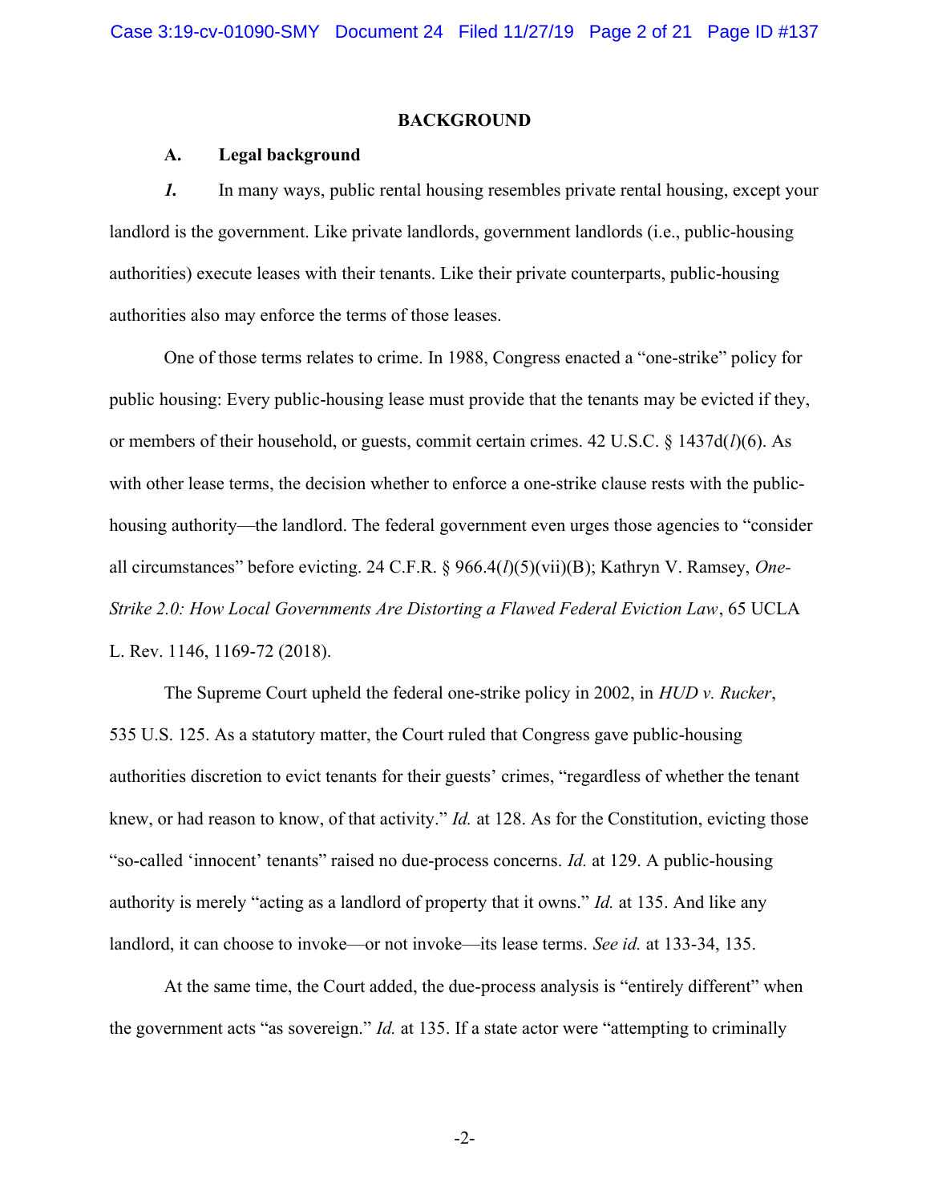## BACKGROUND

### A. Legal background

***1.*** In many ways, public rental housing resembles private rental housing, except your landlord is the government. Like private landlords, government landlords (i.e., public-housing authorities) execute leases with their tenants. Like their private counterparts, public-housing authorities also may enforce the terms of those leases.

One of those terms relates to crime. In 1988, Congress enacted a "one-strike" policy for public housing: Every public-housing lease must provide that the tenants may be evicted if they, or members of their household, or guests, commit certain crimes. 42 U.S.C. § 1437d(*l*)(6). As with other lease terms, the decision whether to enforce a one-strike clause rests with the public-housing authority—the landlord. The federal government even urges those agencies to "consider all circumstances" before evicting. 24 C.F.R. § 966.4(*l*)(5)(vii)(B); Kathryn V. Ramsey, *One-Strike 2.0: How Local Governments Are Distorting a Flawed Federal Eviction Law*, 65 UCLA L. Rev. 1146, 1169-72 (2018).

The Supreme Court upheld the federal one-strike policy in 2002, in *HUD v. Rucker*, 535 U.S. 125. As a statutory matter, the Court ruled that Congress gave public-housing authorities discretion to evict tenants for their guests' crimes, "regardless of whether the tenant knew, or had reason to know, of that activity." *Id.* at 128. As for the Constitution, evicting those "so-called 'innocent' tenants" raised no due-process concerns. *Id.* at 129. A public-housing authority is merely "acting as a landlord of property that it owns." *Id.* at 135. And like any landlord, it can choose to invoke—or not invoke—its lease terms. *See id.* at 133-34, 135.

At the same time, the Court added, the due-process analysis is "entirely different" when the government acts "as sovereign." *Id.* at 135. If a state actor were "attempting to criminally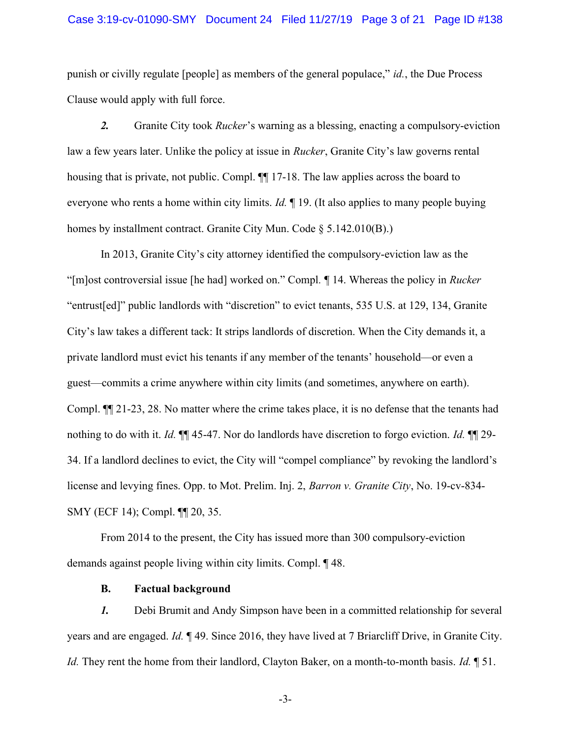punish or civilly regulate [people] as members of the general populace," *id.*, the Due Process Clause would apply with full force.

***2.*** Granite City took *Rucker*'s warning as a blessing, enacting a compulsory-eviction law a few years later. Unlike the policy at issue in *Rucker*, Granite City's law governs rental housing that is private, not public. Compl. ¶¶ 17-18. The law applies across the board to everyone who rents a home within city limits. *Id.* ¶ 19. (It also applies to many people buying homes by installment contract. Granite City Mun. Code § 5.142.010(B).)

In 2013, Granite City's city attorney identified the compulsory-eviction law as the "[m]ost controversial issue [he had] worked on." Compl. ¶ 14. Whereas the policy in *Rucker* "entrust[ed]" public landlords with "discretion" to evict tenants, 535 U.S. at 129, 134, Granite City's law takes a different tack: It strips landlords of discretion. When the City demands it, a private landlord must evict his tenants if any member of the tenants' household—or even a guest—commits a crime anywhere within city limits (and sometimes, anywhere on earth). Compl. ¶¶ 21-23, 28. No matter where the crime takes place, it is no defense that the tenants had nothing to do with it. *Id.* ¶¶ 45-47. Nor do landlords have discretion to forgo eviction. *Id.* ¶¶ 29-34. If a landlord declines to evict, the City will "compel compliance" by revoking the landlord's license and levying fines. Opp. to Mot. Prelim. Inj. 2, *Barron v. Granite City*, No. 19-cv-834-SMY (ECF 14); Compl. ¶¶ 20, 35.

From 2014 to the present, the City has issued more than 300 compulsory-eviction demands against people living within city limits. Compl. ¶ 48.

### B. Factual background

***1.*** Debi Brumit and Andy Simpson have been in a committed relationship for several years and are engaged. *Id.* ¶ 49. Since 2016, they have lived at 7 Briarcliff Drive, in Granite City. *Id.* They rent the home from their landlord, Clayton Baker, on a month-to-month basis. *Id.* ¶ 51.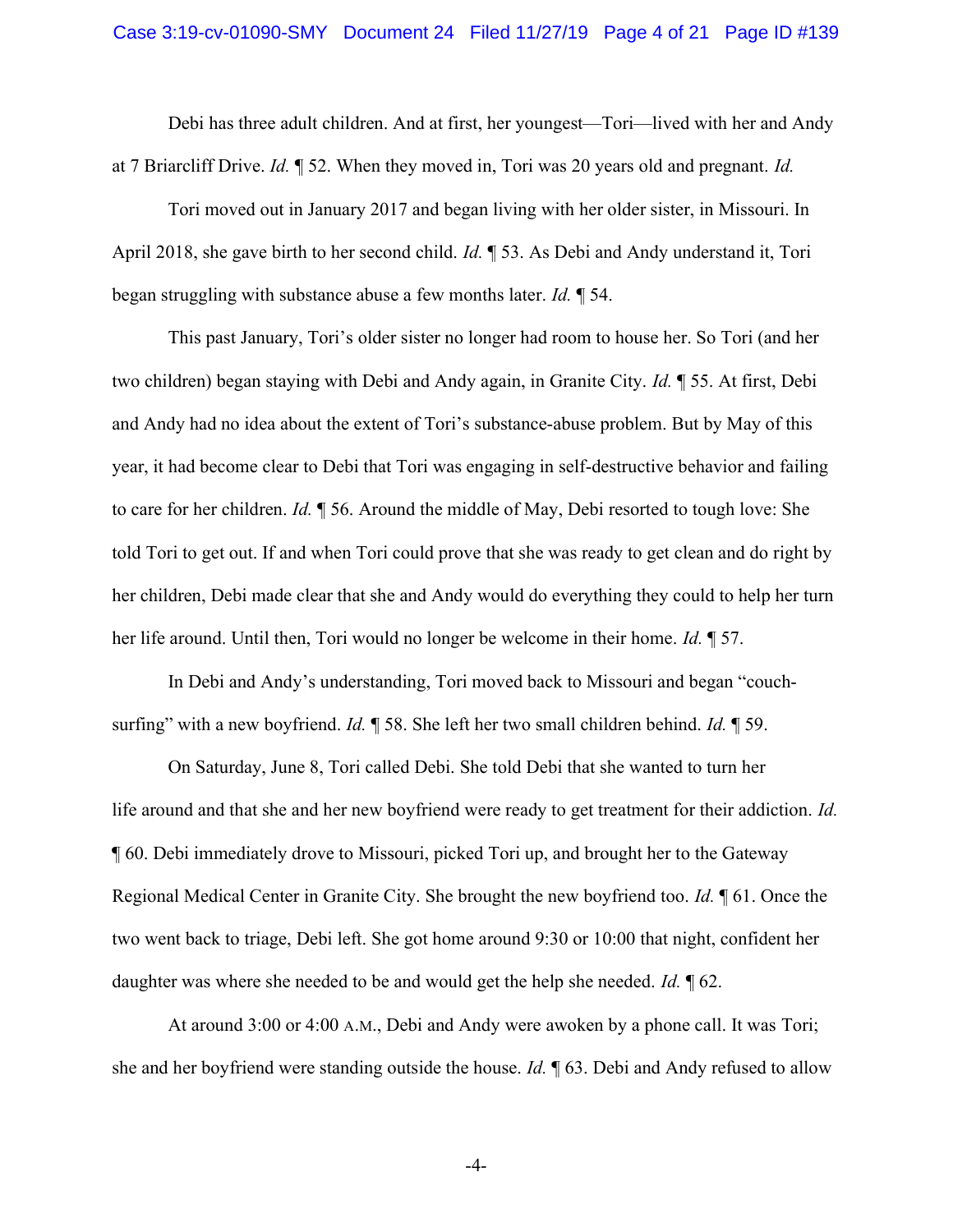Debi has three adult children. And at first, her youngest—Tori—lived with her and Andy at 7 Briarcliff Drive. *Id.* ¶ 52. When they moved in, Tori was 20 years old and pregnant. *Id.*

Tori moved out in January 2017 and began living with her older sister, in Missouri. In April 2018, she gave birth to her second child. *Id.* ¶ 53. As Debi and Andy understand it, Tori began struggling with substance abuse a few months later. *Id.* ¶ 54.

This past January, Tori's older sister no longer had room to house her. So Tori (and her two children) began staying with Debi and Andy again, in Granite City. *Id.* ¶ 55. At first, Debi and Andy had no idea about the extent of Tori's substance-abuse problem. But by May of this year, it had become clear to Debi that Tori was engaging in self-destructive behavior and failing to care for her children. *Id.* ¶ 56. Around the middle of May, Debi resorted to tough love: She told Tori to get out. If and when Tori could prove that she was ready to get clean and do right by her children, Debi made clear that she and Andy would do everything they could to help her turn her life around. Until then, Tori would no longer be welcome in their home. *Id.* ¶ 57.

In Debi and Andy's understanding, Tori moved back to Missouri and began "couch-surfing" with a new boyfriend. *Id.* ¶ 58. She left her two small children behind. *Id.* ¶ 59.

On Saturday, June 8, Tori called Debi. She told Debi that she wanted to turn her life around and that she and her new boyfriend were ready to get treatment for their addiction. *Id.* ¶ 60. Debi immediately drove to Missouri, picked Tori up, and brought her to the Gateway Regional Medical Center in Granite City. She brought the new boyfriend too. *Id.* ¶ 61. Once the two went back to triage, Debi left. She got home around 9:30 or 10:00 that night, confident her daughter was where she needed to be and would get the help she needed. *Id.* ¶ 62.

At around 3:00 or 4:00 A.M., Debi and Andy were awoken by a phone call. It was Tori; she and her boyfriend were standing outside the house. *Id.* ¶ 63. Debi and Andy refused to allow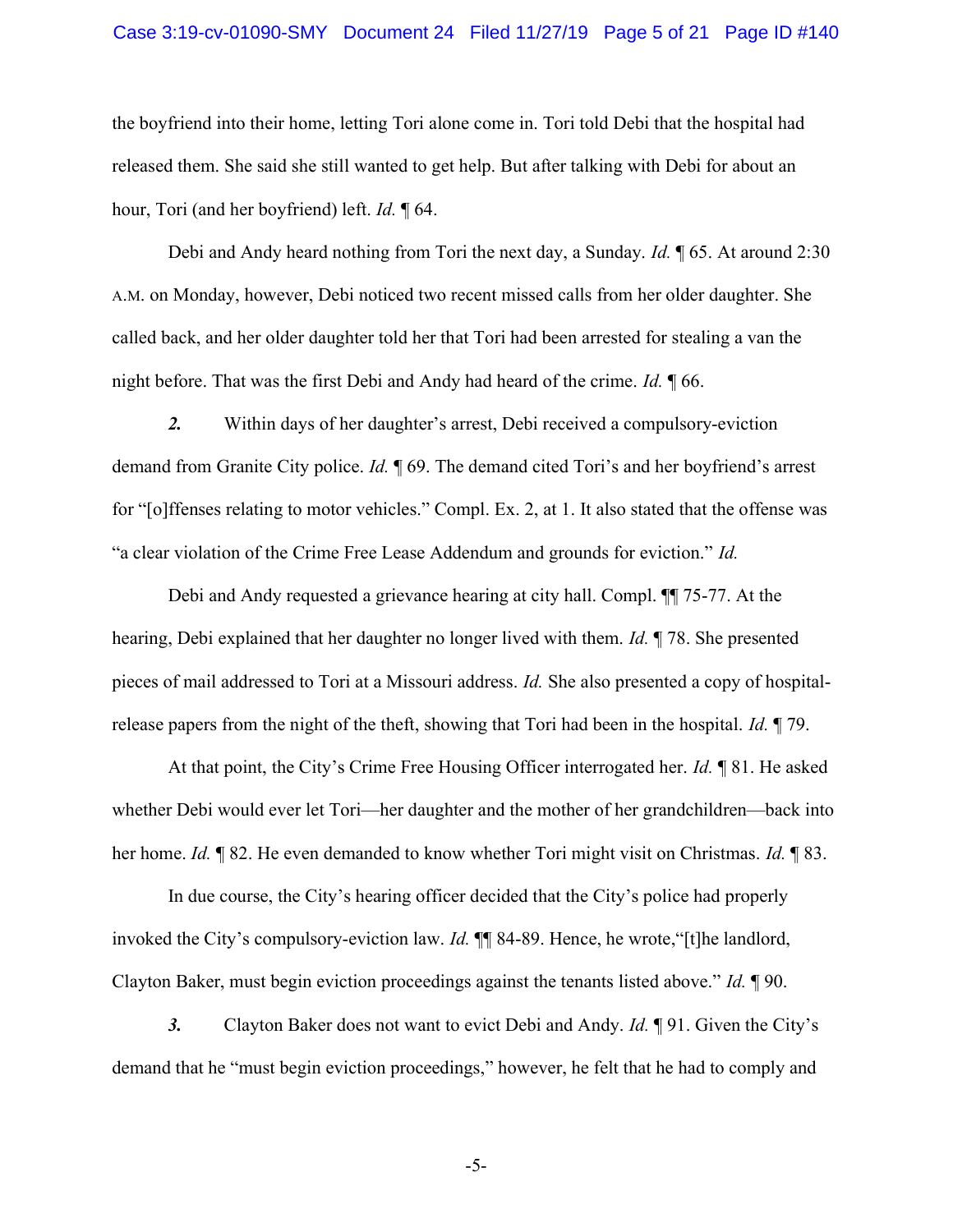the boyfriend into their home, letting Tori alone come in. Tori told Debi that the hospital had released them. She said she still wanted to get help. But after talking with Debi for about an hour, Tori (and her boyfriend) left. *Id.* ¶ 64.

Debi and Andy heard nothing from Tori the next day, a Sunday. *Id.* ¶ 65. At around 2:30 A.M. on Monday, however, Debi noticed two recent missed calls from her older daughter. She called back, and her older daughter told her that Tori had been arrested for stealing a van the night before. That was the first Debi and Andy had heard of the crime. *Id.* ¶ 66.

***2.*** Within days of her daughter's arrest, Debi received a compulsory-eviction demand from Granite City police. *Id.* ¶ 69. The demand cited Tori's and her boyfriend's arrest for "[o]ffenses relating to motor vehicles." Compl. Ex. 2, at 1. It also stated that the offense was "a clear violation of the Crime Free Lease Addendum and grounds for eviction." *Id.*

Debi and Andy requested a grievance hearing at city hall. Compl. ¶¶ 75-77. At the hearing, Debi explained that her daughter no longer lived with them. *Id.* ¶ 78. She presented pieces of mail addressed to Tori at a Missouri address. *Id.* She also presented a copy of hospital-release papers from the night of the theft, showing that Tori had been in the hospital. *Id.* ¶ 79.

At that point, the City's Crime Free Housing Officer interrogated her. *Id.* ¶ 81. He asked whether Debi would ever let Tori—her daughter and the mother of her grandchildren—back into her home. *Id.* ¶ 82. He even demanded to know whether Tori might visit on Christmas. *Id.* ¶ 83.

In due course, the City's hearing officer decided that the City's police had properly invoked the City's compulsory-eviction law. *Id.* ¶¶ 84-89. Hence, he wrote,"[t]he landlord, Clayton Baker, must begin eviction proceedings against the tenants listed above." *Id.* ¶ 90.

***3.*** Clayton Baker does not want to evict Debi and Andy. *Id.* ¶ 91. Given the City's demand that he "must begin eviction proceedings," however, he felt that he had to comply and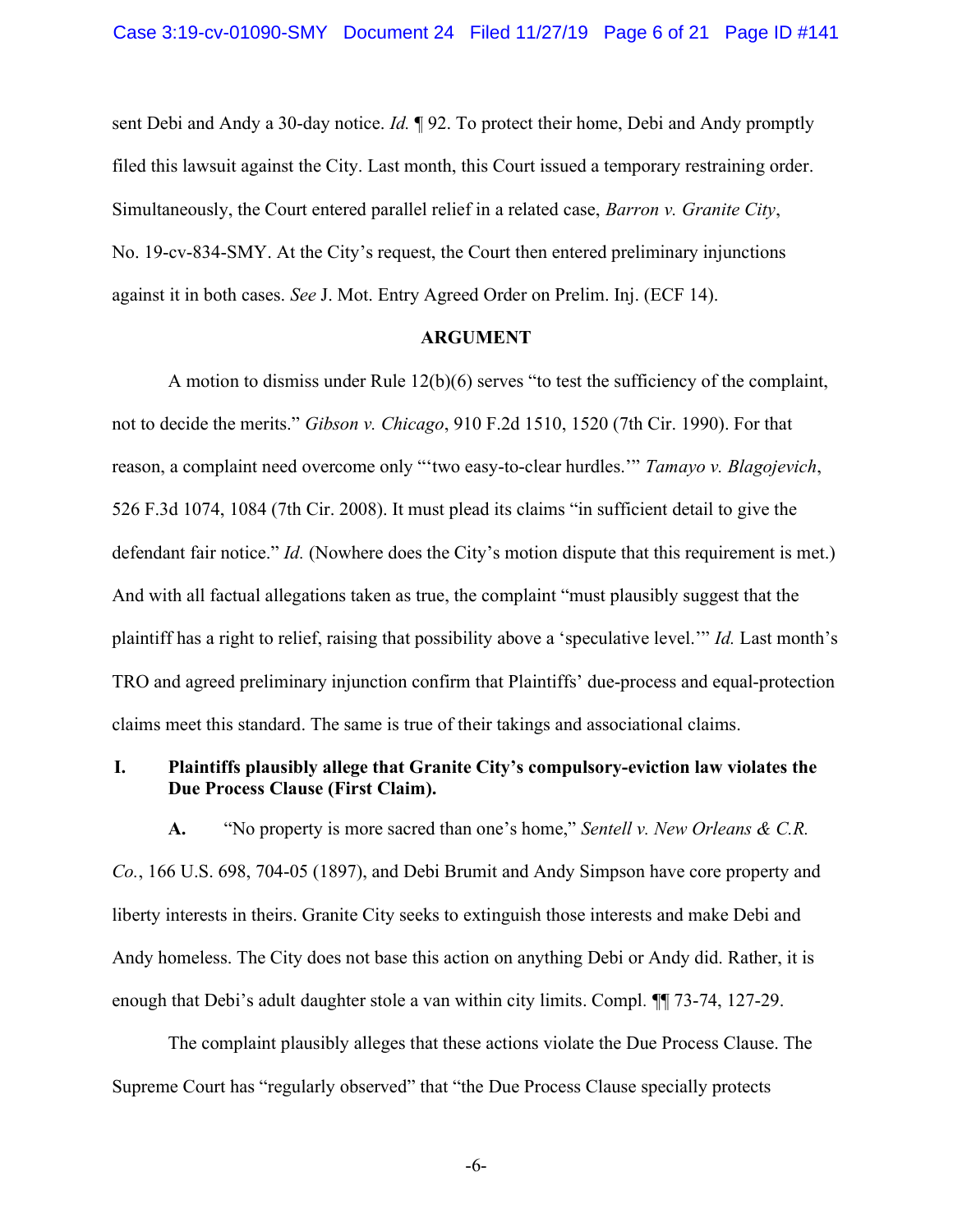sent Debi and Andy a 30-day notice. *Id.* ¶ 92. To protect their home, Debi and Andy promptly filed this lawsuit against the City. Last month, this Court issued a temporary restraining order. Simultaneously, the Court entered parallel relief in a related case, *Barron v. Granite City*, No. 19-cv-834-SMY. At the City's request, the Court then entered preliminary injunctions against it in both cases. *See* J. Mot. Entry Agreed Order on Prelim. Inj. (ECF 14).

## ARGUMENT

A motion to dismiss under Rule 12(b)(6) serves "to test the sufficiency of the complaint, not to decide the merits." *Gibson v. Chicago*, 910 F.2d 1510, 1520 (7th Cir. 1990). For that reason, a complaint need overcome only "'two easy-to-clear hurdles.'" *Tamayo v. Blagojevich*, 526 F.3d 1074, 1084 (7th Cir. 2008). It must plead its claims "in sufficient detail to give the defendant fair notice." *Id.* (Nowhere does the City's motion dispute that this requirement is met.) And with all factual allegations taken as true, the complaint "must plausibly suggest that the plaintiff has a right to relief, raising that possibility above a 'speculative level.'" *Id.* Last month's TRO and agreed preliminary injunction confirm that Plaintiffs' due-process and equal-protection claims meet this standard. The same is true of their takings and associational claims.

### I. Plaintiffs plausibly allege that Granite City's compulsory-eviction law violates the Due Process Clause (First Claim).

**A.** "No property is more sacred than one's home," *Sentell v. New Orleans & C.R. Co.*, 166 U.S. 698, 704-05 (1897), and Debi Brumit and Andy Simpson have core property and liberty interests in theirs. Granite City seeks to extinguish those interests and make Debi and Andy homeless. The City does not base this action on anything Debi or Andy did. Rather, it is enough that Debi's adult daughter stole a van within city limits. Compl. ¶¶ 73-74, 127-29.

The complaint plausibly alleges that these actions violate the Due Process Clause. The Supreme Court has "regularly observed" that "the Due Process Clause specially protects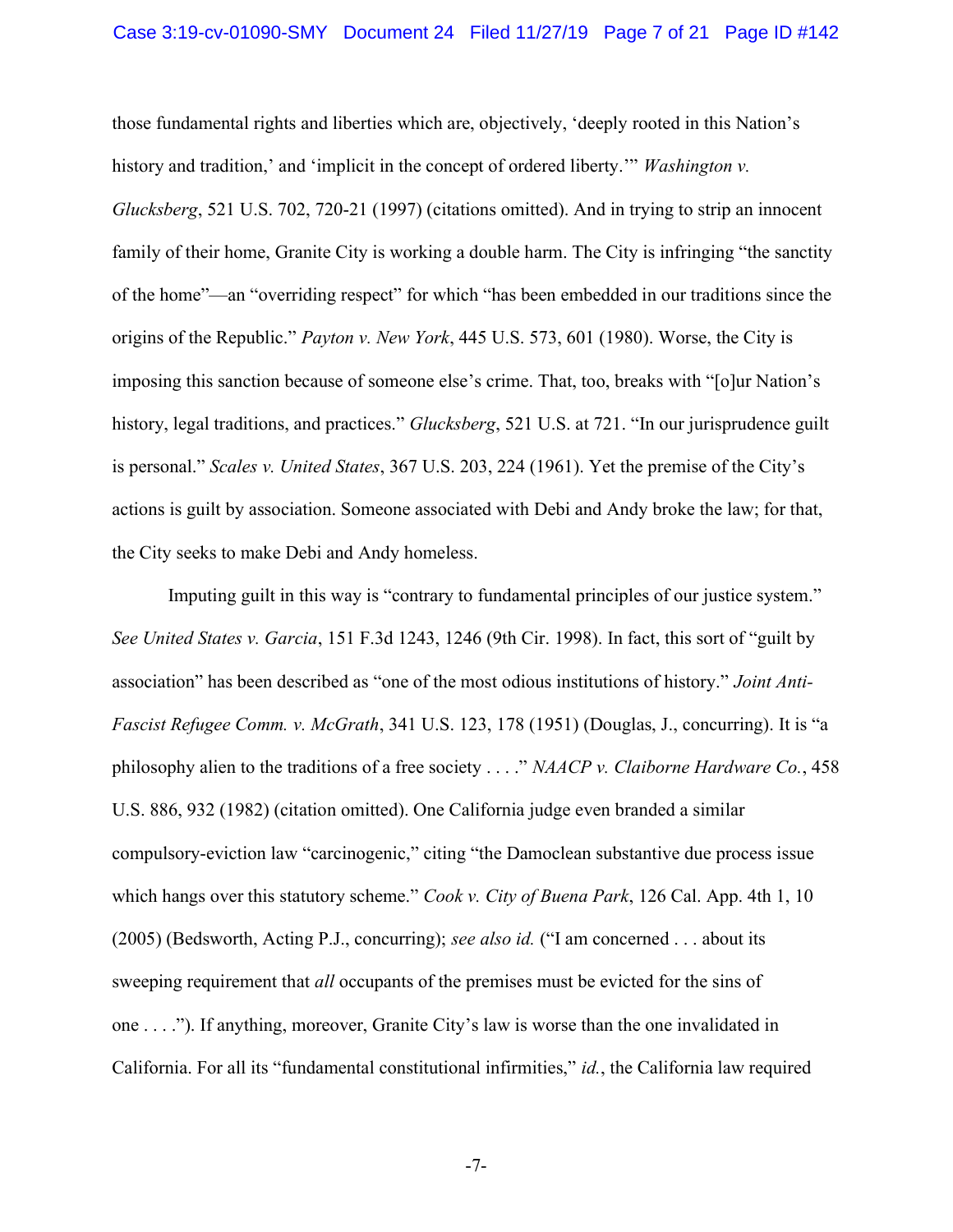those fundamental rights and liberties which are, objectively, 'deeply rooted in this Nation's history and tradition,' and 'implicit in the concept of ordered liberty.'" *Washington v. Glucksberg*, 521 U.S. 702, 720-21 (1997) (citations omitted). And in trying to strip an innocent family of their home, Granite City is working a double harm. The City is infringing "the sanctity of the home"—an "overriding respect" for which "has been embedded in our traditions since the origins of the Republic." *Payton v. New York*, 445 U.S. 573, 601 (1980). Worse, the City is imposing this sanction because of someone else's crime. That, too, breaks with "[o]ur Nation's history, legal traditions, and practices." *Glucksberg*, 521 U.S. at 721. "In our jurisprudence guilt is personal." *Scales v. United States*, 367 U.S. 203, 224 (1961). Yet the premise of the City's actions is guilt by association. Someone associated with Debi and Andy broke the law; for that, the City seeks to make Debi and Andy homeless.

Imputing guilt in this way is "contrary to fundamental principles of our justice system." *See United States v. Garcia*, 151 F.3d 1243, 1246 (9th Cir. 1998). In fact, this sort of "guilt by association" has been described as "one of the most odious institutions of history." *Joint Anti-Fascist Refugee Comm. v. McGrath*, 341 U.S. 123, 178 (1951) (Douglas, J., concurring). It is "a philosophy alien to the traditions of a free society . . . ." *NAACP v. Claiborne Hardware Co.*, 458 U.S. 886, 932 (1982) (citation omitted). One California judge even branded a similar compulsory-eviction law "carcinogenic," citing "the Damoclean substantive due process issue which hangs over this statutory scheme." *Cook v. City of Buena Park*, 126 Cal. App. 4th 1, 10 (2005) (Bedsworth, Acting P.J., concurring); *see also id.* ("I am concerned . . . about its sweeping requirement that *all* occupants of the premises must be evicted for the sins of one . . . ."). If anything, moreover, Granite City's law is worse than the one invalidated in California. For all its "fundamental constitutional infirmities," *id.*, the California law required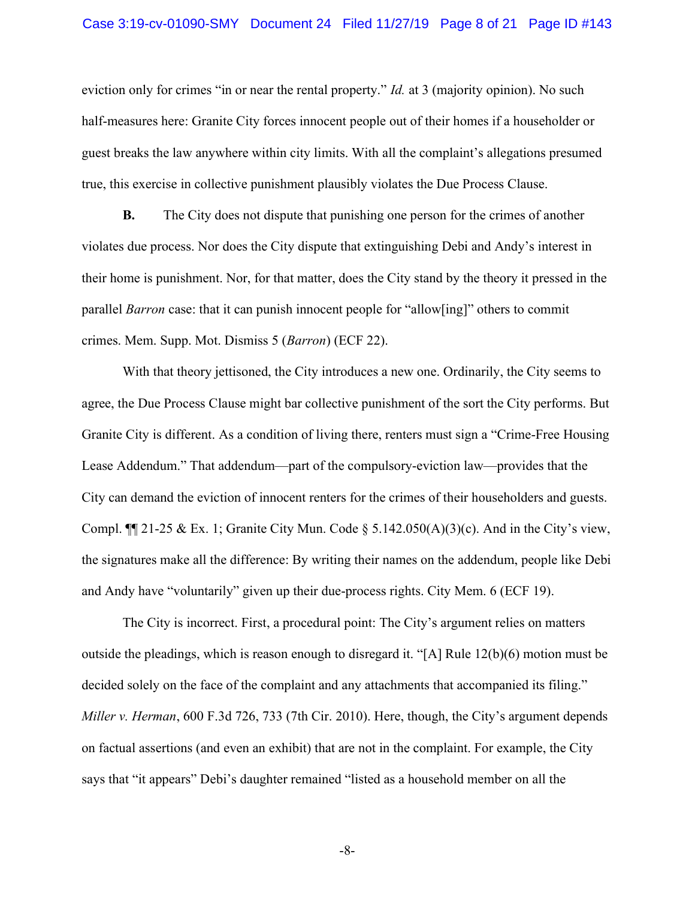eviction only for crimes "in or near the rental property." *Id.* at 3 (majority opinion). No such half-measures here: Granite City forces innocent people out of their homes if a householder or guest breaks the law anywhere within city limits. With all the complaint's allegations presumed true, this exercise in collective punishment plausibly violates the Due Process Clause.

**B.** The City does not dispute that punishing one person for the crimes of another violates due process. Nor does the City dispute that extinguishing Debi and Andy's interest in their home is punishment. Nor, for that matter, does the City stand by the theory it pressed in the parallel *Barron* case: that it can punish innocent people for "allow[ing]" others to commit crimes. Mem. Supp. Mot. Dismiss 5 (*Barron*) (ECF 22).

With that theory jettisoned, the City introduces a new one. Ordinarily, the City seems to agree, the Due Process Clause might bar collective punishment of the sort the City performs. But Granite City is different. As a condition of living there, renters must sign a "Crime-Free Housing Lease Addendum." That addendum—part of the compulsory-eviction law—provides that the City can demand the eviction of innocent renters for the crimes of their householders and guests. Compl. ¶¶ 21-25 & Ex. 1; Granite City Mun. Code § 5.142.050(A)(3)(c). And in the City's view, the signatures make all the difference: By writing their names on the addendum, people like Debi and Andy have "voluntarily" given up their due-process rights. City Mem. 6 (ECF 19).

The City is incorrect. First, a procedural point: The City's argument relies on matters outside the pleadings, which is reason enough to disregard it. "[A] Rule 12(b)(6) motion must be decided solely on the face of the complaint and any attachments that accompanied its filing." *Miller v. Herman*, 600 F.3d 726, 733 (7th Cir. 2010). Here, though, the City's argument depends on factual assertions (and even an exhibit) that are not in the complaint. For example, the City says that "it appears" Debi's daughter remained "listed as a household member on all the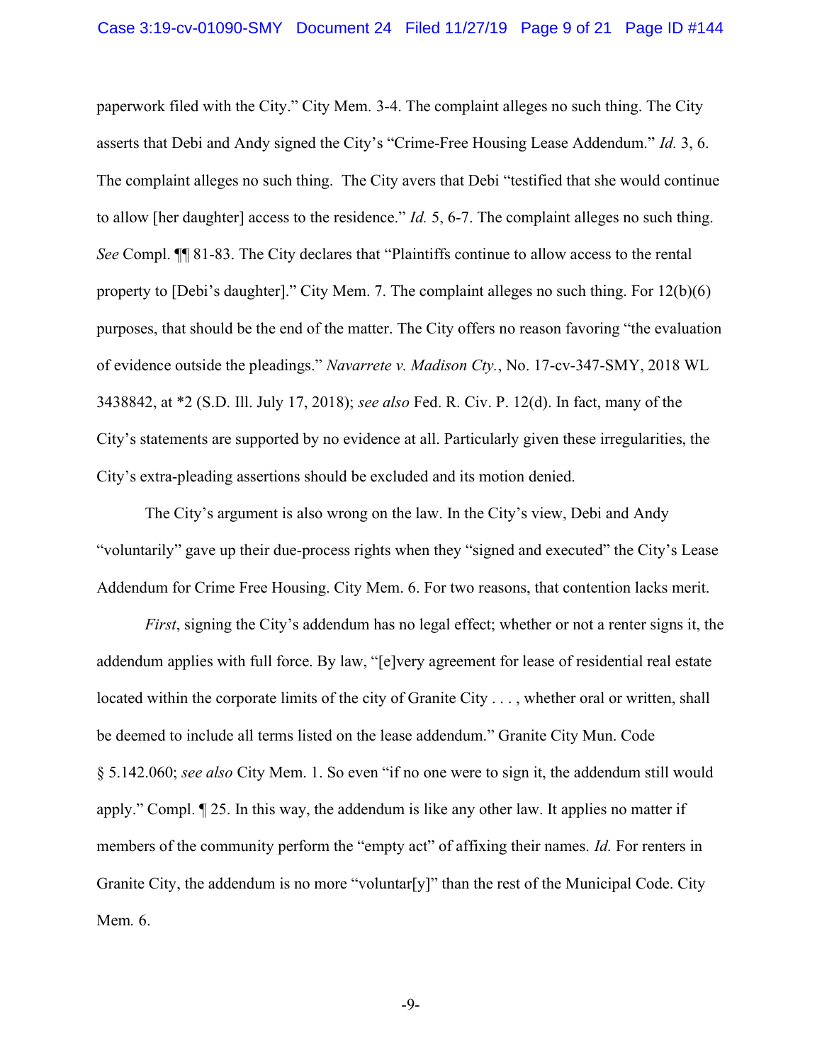paperwork filed with the City." City Mem. 3-4. The complaint alleges no such thing. The City asserts that Debi and Andy signed the City's "Crime-Free Housing Lease Addendum." *Id.* 3, 6. The complaint alleges no such thing. The City avers that Debi "testified that she would continue to allow [her daughter] access to the residence." *Id.* 5, 6-7. The complaint alleges no such thing. *See* Compl. ¶¶ 81-83. The City declares that "Plaintiffs continue to allow access to the rental property to [Debi's daughter]." City Mem. 7. The complaint alleges no such thing. For 12(b)(6) purposes, that should be the end of the matter. The City offers no reason favoring "the evaluation of evidence outside the pleadings." *Navarrete v. Madison Cty.*, No. 17-cv-347-SMY, 2018 WL 3438842, at *2 (S.D. Ill. July 17, 2018); *see also* Fed. R. Civ. P. 12(d). In fact, many of the City's statements are supported by no evidence at all. Particularly given these irregularities, the City's extra-pleading assertions should be excluded and its motion denied.

The City's argument is also wrong on the law. In the City's view, Debi and Andy "voluntarily" gave up their due-process rights when they "signed and executed" the City's Lease Addendum for Crime Free Housing. City Mem. 6. For two reasons, that contention lacks merit.

*First*, signing the City's addendum has no legal effect; whether or not a renter signs it, the addendum applies with full force. By law, "[e]very agreement for lease of residential real estate located within the corporate limits of the city of Granite City . . . , whether oral or written, shall be deemed to include all terms listed on the lease addendum." Granite City Mun. Code § 5.142.060; *see also* City Mem. 1. So even "if no one were to sign it, the addendum still would apply." Compl. ¶ 25. In this way, the addendum is like any other law. It applies no matter if members of the community perform the "empty act" of affixing their names. *Id.* For renters in Granite City, the addendum is no more "voluntar[y]" than the rest of the Municipal Code. City Mem. 6.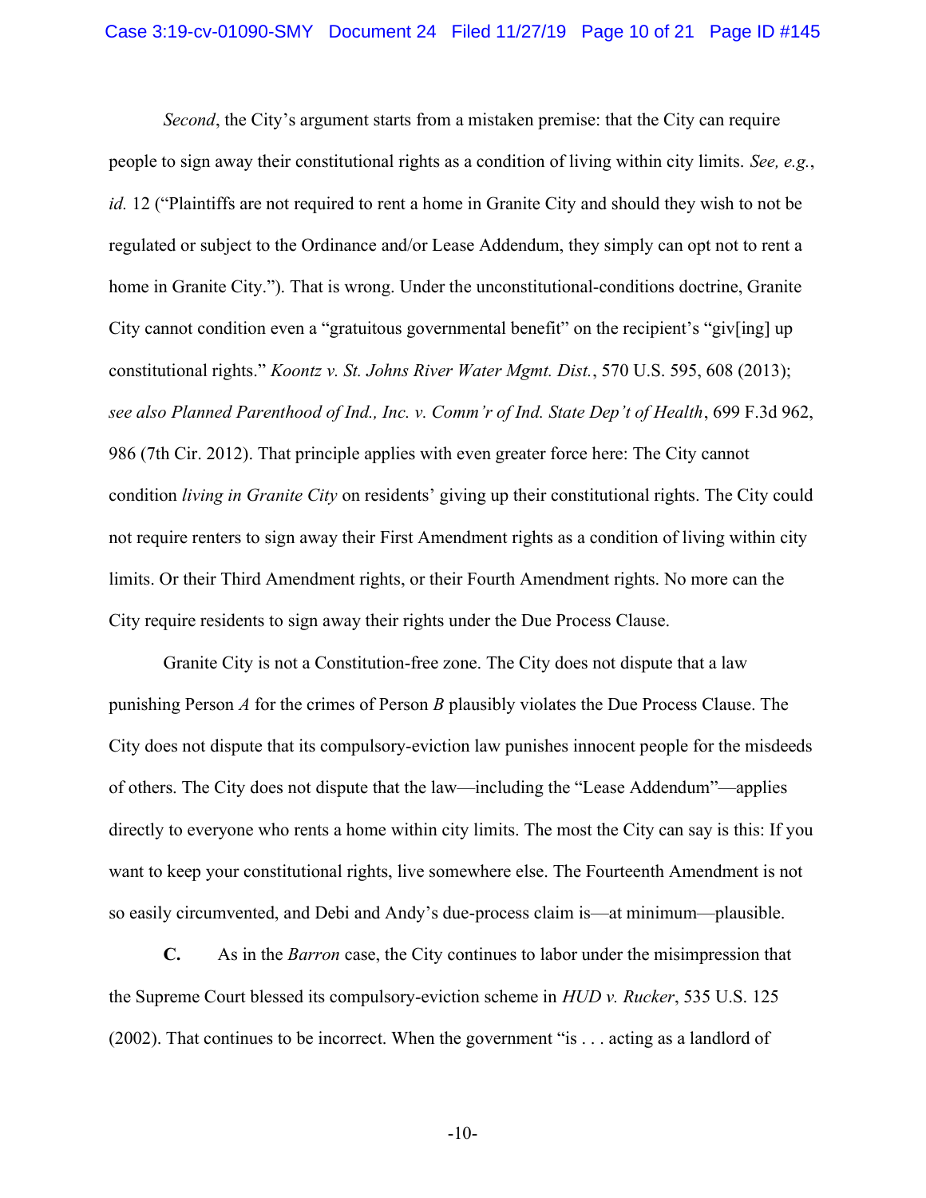*Second*, the City's argument starts from a mistaken premise: that the City can require people to sign away their constitutional rights as a condition of living within city limits. *See, e.g.*, *id.* 12 ("Plaintiffs are not required to rent a home in Granite City and should they wish to not be regulated or subject to the Ordinance and/or Lease Addendum, they simply can opt not to rent a home in Granite City."). That is wrong. Under the unconstitutional-conditions doctrine, Granite City cannot condition even a "gratuitous governmental benefit" on the recipient's "giv[ing] up constitutional rights." *Koontz v. St. Johns River Water Mgmt. Dist.*, 570 U.S. 595, 608 (2013); *see also Planned Parenthood of Ind., Inc. v. Comm'r of Ind. State Dep't of Health*, 699 F.3d 962, 986 (7th Cir. 2012). That principle applies with even greater force here: The City cannot condition *living in Granite City* on residents' giving up their constitutional rights. The City could not require renters to sign away their First Amendment rights as a condition of living within city limits. Or their Third Amendment rights, or their Fourth Amendment rights. No more can the City require residents to sign away their rights under the Due Process Clause.

Granite City is not a Constitution-free zone. The City does not dispute that a law punishing Person *A* for the crimes of Person *B* plausibly violates the Due Process Clause. The City does not dispute that its compulsory-eviction law punishes innocent people for the misdeeds of others. The City does not dispute that the law—including the "Lease Addendum"—applies directly to everyone who rents a home within city limits. The most the City can say is this: If you want to keep your constitutional rights, live somewhere else. The Fourteenth Amendment is not so easily circumvented, and Debi and Andy's due-process claim is—at minimum—plausible.

**C.** As in the *Barron* case, the City continues to labor under the misimpression that the Supreme Court blessed its compulsory-eviction scheme in *HUD v. Rucker*, 535 U.S. 125 (2002). That continues to be incorrect. When the government "is . . . acting as a landlord of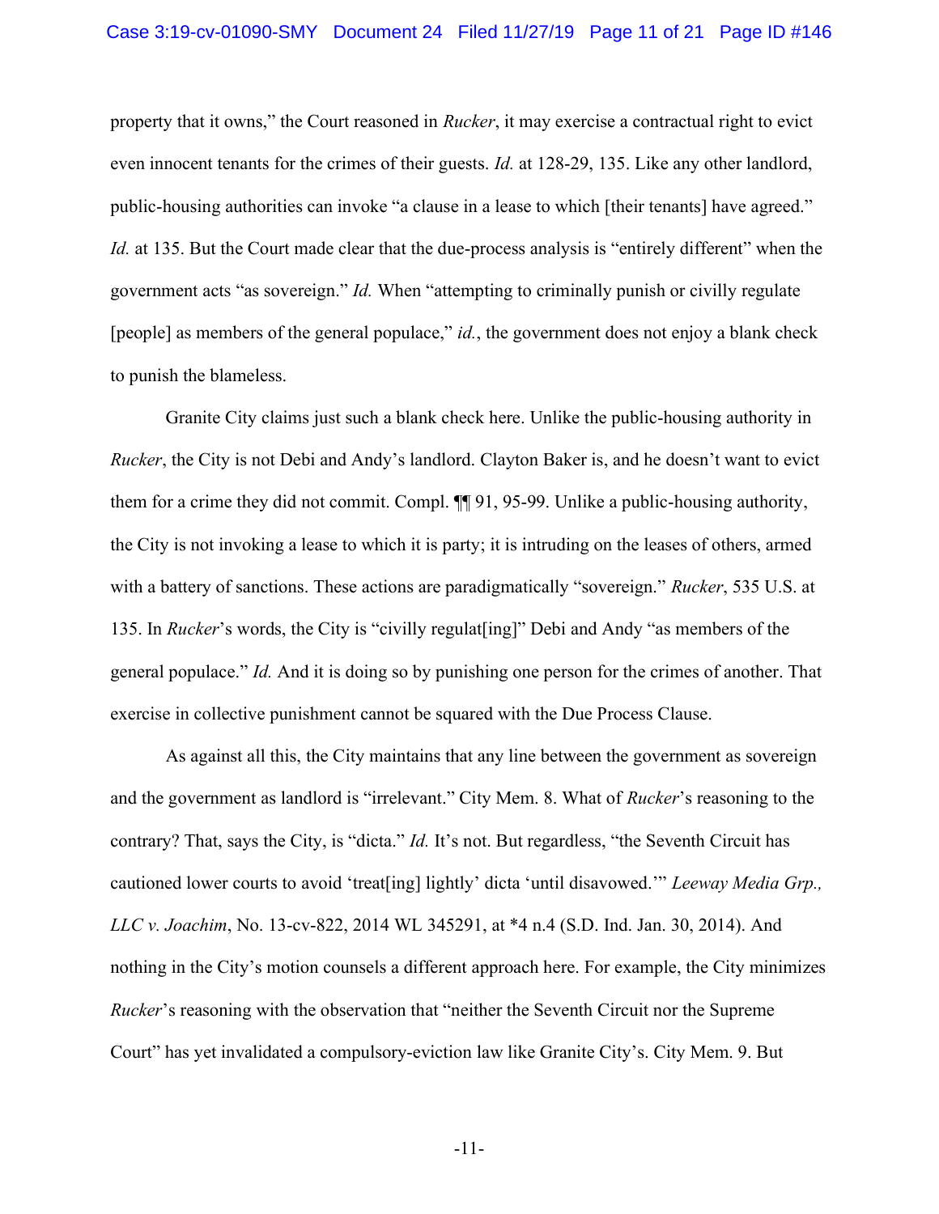property that it owns," the Court reasoned in *Rucker*, it may exercise a contractual right to evict even innocent tenants for the crimes of their guests. *Id.* at 128-29, 135. Like any other landlord, public-housing authorities can invoke "a clause in a lease to which [their tenants] have agreed." *Id.* at 135. But the Court made clear that the due-process analysis is "entirely different" when the government acts "as sovereign." *Id.* When "attempting to criminally punish or civilly regulate [people] as members of the general populace," *id.*, the government does not enjoy a blank check to punish the blameless.

Granite City claims just such a blank check here. Unlike the public-housing authority in *Rucker*, the City is not Debi and Andy's landlord. Clayton Baker is, and he doesn't want to evict them for a crime they did not commit. Compl. ¶¶ 91, 95-99. Unlike a public-housing authority, the City is not invoking a lease to which it is party; it is intruding on the leases of others, armed with a battery of sanctions. These actions are paradigmatically "sovereign." *Rucker*, 535 U.S. at 135. In *Rucker*'s words, the City is "civilly regulat[ing]" Debi and Andy "as members of the general populace." *Id.* And it is doing so by punishing one person for the crimes of another. That exercise in collective punishment cannot be squared with the Due Process Clause.

As against all this, the City maintains that any line between the government as sovereign and the government as landlord is "irrelevant." City Mem. 8. What of *Rucker*'s reasoning to the contrary? That, says the City, is "dicta." *Id.* It's not. But regardless, "the Seventh Circuit has cautioned lower courts to avoid 'treat[ing] lightly' dicta 'until disavowed.'" *Leeway Media Grp., LLC v. Joachim*, No. 13-cv-822, 2014 WL 345291, at *4 n.4 (S.D. Ind. Jan. 30, 2014). And nothing in the City's motion counsels a different approach here. For example, the City minimizes *Rucker*'s reasoning with the observation that "neither the Seventh Circuit nor the Supreme Court" has yet invalidated a compulsory-eviction law like Granite City's. City Mem. 9. But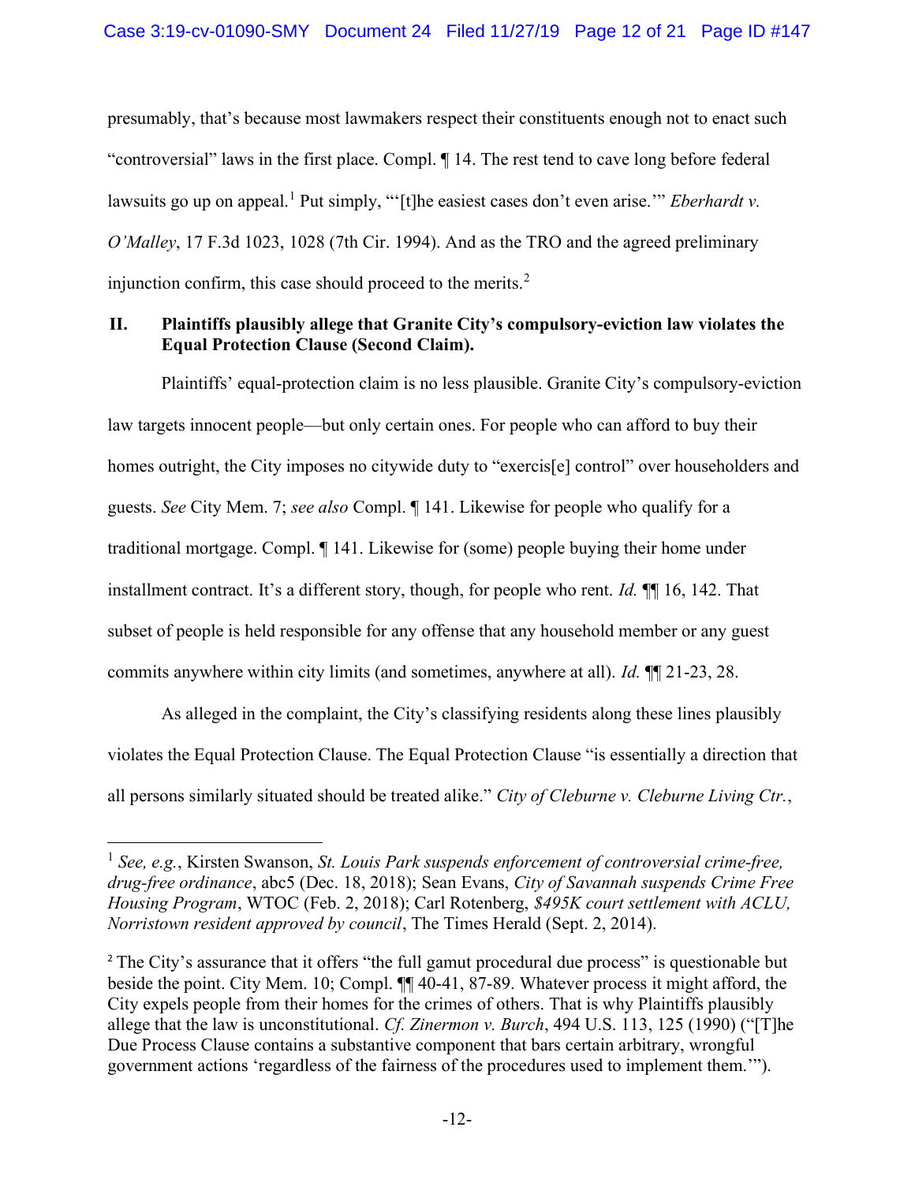presumably, that's because most lawmakers respect their constituents enough not to enact such "controversial" laws in the first place. Compl. ¶ 14. The rest tend to cave long before federal lawsuits go up on appeal.[1] Put simply, "'[t]he easiest cases don't even arise.'" *Eberhardt v. O'Malley*, 17 F.3d 1023, 1028 (7th Cir. 1994). And as the TRO and the agreed preliminary injunction confirm, this case should proceed to the merits.[2]

## II. Plaintiffs plausibly allege that Granite City's compulsory-eviction law violates the Equal Protection Clause (Second Claim).

Plaintiffs' equal-protection claim is no less plausible. Granite City's compulsory-eviction law targets innocent people—but only certain ones. For people who can afford to buy their homes outright, the City imposes no citywide duty to "exercis[e] control" over householders and guests. *See* City Mem. 7; *see also* Compl. ¶ 141. Likewise for people who qualify for a traditional mortgage. Compl. ¶ 141. Likewise for (some) people buying their home under installment contract. It's a different story, though, for people who rent. *Id.* ¶¶ 16, 142. That subset of people is held responsible for any offense that any household member or any guest commits anywhere within city limits (and sometimes, anywhere at all). *Id.* ¶¶ 21-23, 28.

As alleged in the complaint, the City's classifying residents along these lines plausibly violates the Equal Protection Clause. The Equal Protection Clause "is essentially a direction that all persons similarly situated should be treated alike." *City of Cleburne v. Cleburne Living Ctr.*,

---

[1] *See, e.g.*, Kirsten Swanson, *St. Louis Park suspends enforcement of controversial crime-free, drug-free ordinance*, abc5 (Dec. 18, 2018); Sean Evans, *City of Savannah suspends Crime Free Housing Program*, WTOC (Feb. 2, 2018); Carl Rotenberg, *$495K court settlement with ACLU, Norristown resident approved by council*, The Times Herald (Sept. 2, 2014).

[2] The City's assurance that it offers "the full gamut procedural due process" is questionable but beside the point. City Mem. 10; Compl. ¶¶ 40-41, 87-89. Whatever process it might afford, the City expels people from their homes for the crimes of others. That is why Plaintiffs plausibly allege that the law is unconstitutional. *Cf. Zinermon v. Burch*, 494 U.S. 113, 125 (1990) ("[T]he Due Process Clause contains a substantive component that bars certain arbitrary, wrongful government actions 'regardless of the fairness of the procedures used to implement them.'").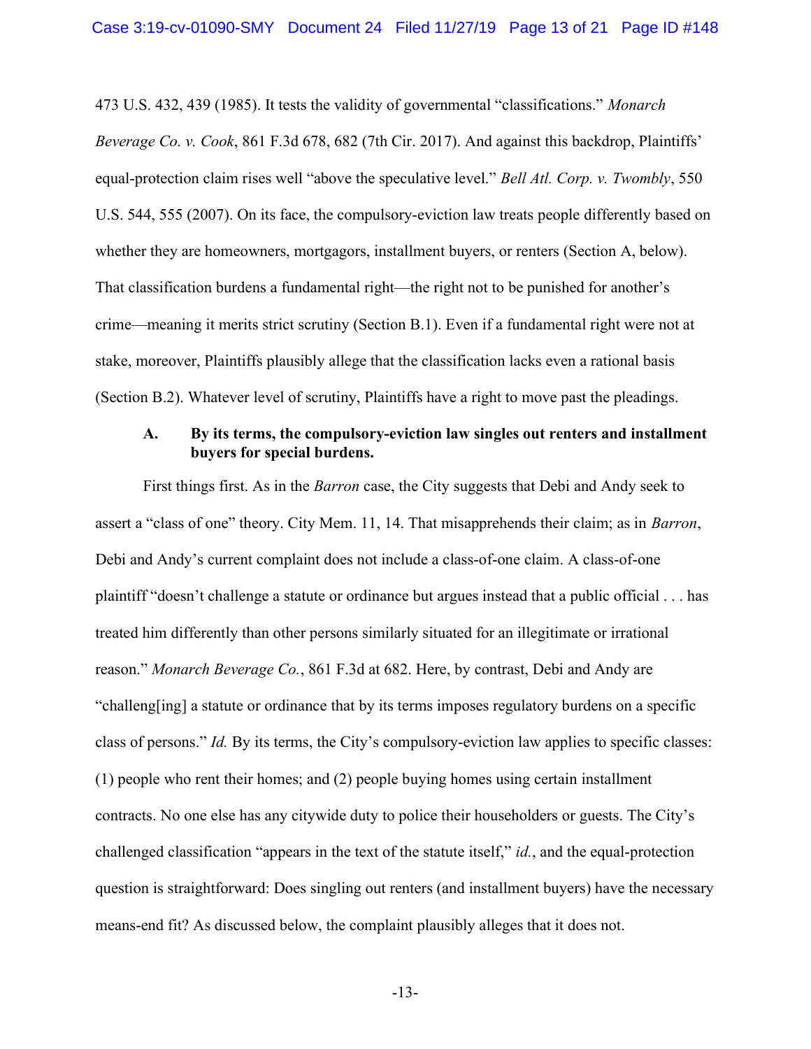473 U.S. 432, 439 (1985). It tests the validity of governmental "classifications." *Monarch Beverage Co. v. Cook*, 861 F.3d 678, 682 (7th Cir. 2017). And against this backdrop, Plaintiffs' equal-protection claim rises well "above the speculative level." *Bell Atl. Corp. v. Twombly*, 550 U.S. 544, 555 (2007). On its face, the compulsory-eviction law treats people differently based on whether they are homeowners, mortgagors, installment buyers, or renters (Section A, below). That classification burdens a fundamental right—the right not to be punished for another's crime—meaning it merits strict scrutiny (Section B.1). Even if a fundamental right were not at stake, moreover, Plaintiffs plausibly allege that the classification lacks even a rational basis (Section B.2). Whatever level of scrutiny, Plaintiffs have a right to move past the pleadings.

### A. By its terms, the compulsory-eviction law singles out renters and installment buyers for special burdens.

First things first. As in the *Barron* case, the City suggests that Debi and Andy seek to assert a "class of one" theory. City Mem. 11, 14. That misapprehends their claim; as in *Barron*, Debi and Andy's current complaint does not include a class-of-one claim. A class-of-one plaintiff "doesn't challenge a statute or ordinance but argues instead that a public official . . . has treated him differently than other persons similarly situated for an illegitimate or irrational reason." *Monarch Beverage Co.*, 861 F.3d at 682. Here, by contrast, Debi and Andy are "challeng[ing] a statute or ordinance that by its terms imposes regulatory burdens on a specific class of persons." *Id.* By its terms, the City's compulsory-eviction law applies to specific classes: (1) people who rent their homes; and (2) people buying homes using certain installment contracts. No one else has any citywide duty to police their householders or guests. The City's challenged classification "appears in the text of the statute itself," *id.*, and the equal-protection question is straightforward: Does singling out renters (and installment buyers) have the necessary means-end fit? As discussed below, the complaint plausibly alleges that it does not.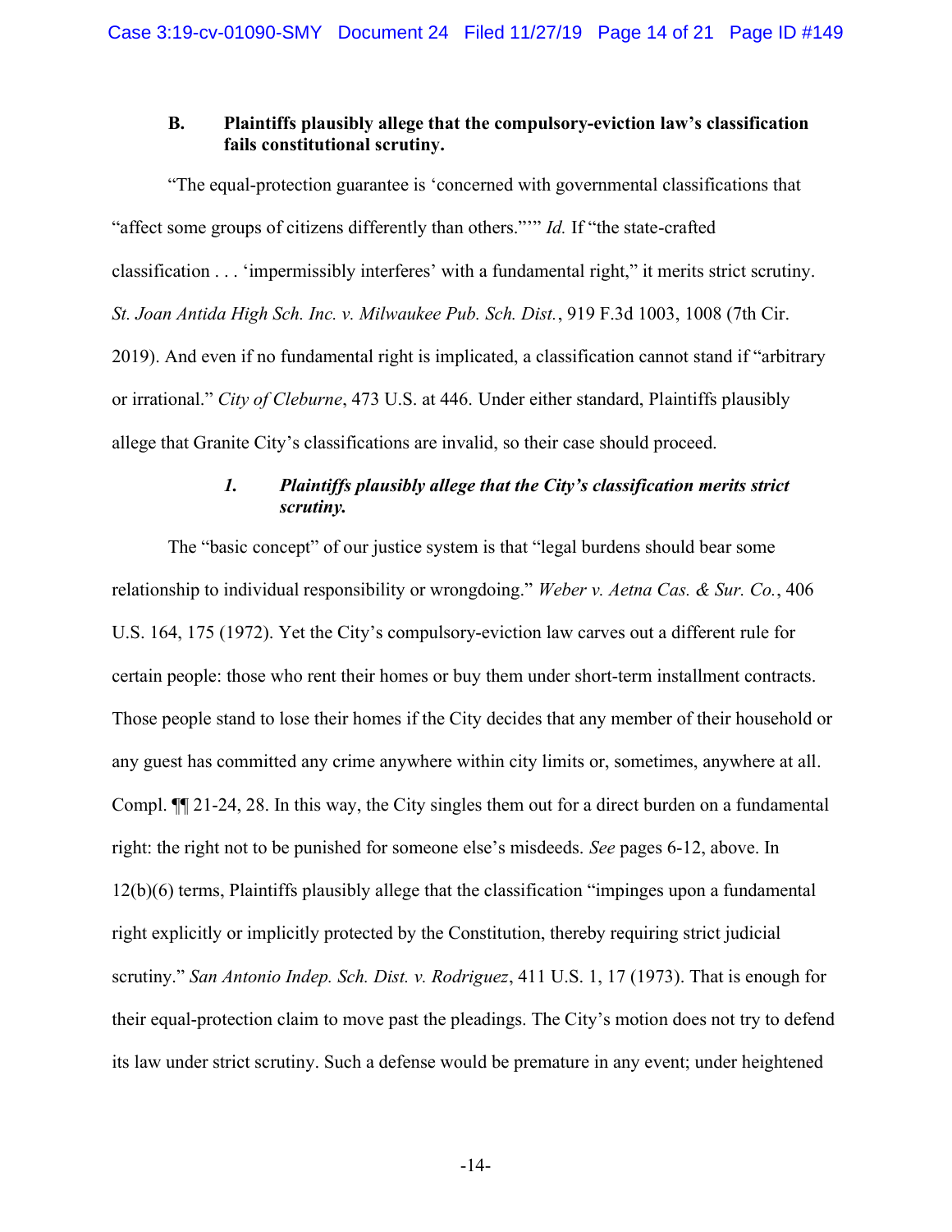### B. Plaintiffs plausibly allege that the compulsory-eviction law's classification fails constitutional scrutiny.

"The equal-protection guarantee is 'concerned with governmental classifications that "affect some groups of citizens differently than others."'" *Id.* If "the state-crafted classification . . . 'impermissibly interferes' with a fundamental right," it merits strict scrutiny. *St. Joan Antida High Sch. Inc. v. Milwaukee Pub. Sch. Dist.*, 919 F.3d 1003, 1008 (7th Cir. 2019). And even if no fundamental right is implicated, a classification cannot stand if "arbitrary or irrational." *City of Cleburne*, 473 U.S. at 446. Under either standard, Plaintiffs plausibly allege that Granite City's classifications are invalid, so their case should proceed.

#### *1. Plaintiffs plausibly allege that the City's classification merits strict scrutiny.*

The "basic concept" of our justice system is that "legal burdens should bear some relationship to individual responsibility or wrongdoing." *Weber v. Aetna Cas. & Sur. Co.*, 406 U.S. 164, 175 (1972). Yet the City's compulsory-eviction law carves out a different rule for certain people: those who rent their homes or buy them under short-term installment contracts. Those people stand to lose their homes if the City decides that any member of their household or any guest has committed any crime anywhere within city limits or, sometimes, anywhere at all. Compl. ¶¶ 21-24, 28. In this way, the City singles them out for a direct burden on a fundamental right: the right not to be punished for someone else's misdeeds. *See* pages 6-12, above. In 12(b)(6) terms, Plaintiffs plausibly allege that the classification "impinges upon a fundamental right explicitly or implicitly protected by the Constitution, thereby requiring strict judicial scrutiny." *San Antonio Indep. Sch. Dist. v. Rodriguez*, 411 U.S. 1, 17 (1973). That is enough for their equal-protection claim to move past the pleadings. The City's motion does not try to defend its law under strict scrutiny. Such a defense would be premature in any event; under heightened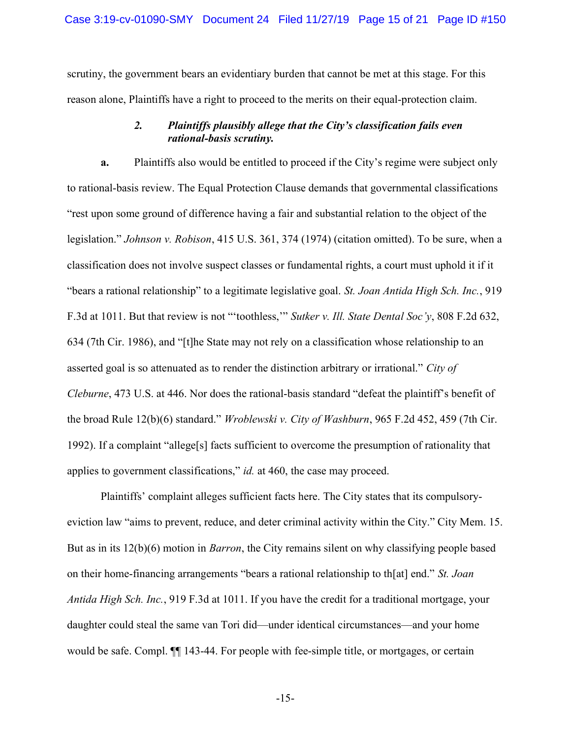scrutiny, the government bears an evidentiary burden that cannot be met at this stage. For this reason alone, Plaintiffs have a right to proceed to the merits on their equal-protection claim.

### *2. Plaintiffs plausibly allege that the City's classification fails even rational-basis scrutiny.*

**a.** Plaintiffs also would be entitled to proceed if the City's regime were subject only to rational-basis review. The Equal Protection Clause demands that governmental classifications "rest upon some ground of difference having a fair and substantial relation to the object of the legislation." *Johnson v. Robison*, 415 U.S. 361, 374 (1974) (citation omitted). To be sure, when a classification does not involve suspect classes or fundamental rights, a court must uphold it if it "bears a rational relationship" to a legitimate legislative goal. *St. Joan Antida High Sch. Inc.*, 919 F.3d at 1011. But that review is not "'toothless,'" *Sutker v. Ill. State Dental Soc'y*, 808 F.2d 632, 634 (7th Cir. 1986), and "[t]he State may not rely on a classification whose relationship to an asserted goal is so attenuated as to render the distinction arbitrary or irrational." *City of Cleburne*, 473 U.S. at 446. Nor does the rational-basis standard "defeat the plaintiff's benefit of the broad Rule 12(b)(6) standard." *Wroblewski v. City of Washburn*, 965 F.2d 452, 459 (7th Cir. 1992). If a complaint "allege[s] facts sufficient to overcome the presumption of rationality that applies to government classifications," *id.* at 460, the case may proceed.

Plaintiffs' complaint alleges sufficient facts here. The City states that its compulsory-eviction law "aims to prevent, reduce, and deter criminal activity within the City." City Mem. 15. But as in its 12(b)(6) motion in *Barron*, the City remains silent on why classifying people based on their home-financing arrangements "bears a rational relationship to th[at] end." *St. Joan Antida High Sch. Inc.*, 919 F.3d at 1011. If you have the credit for a traditional mortgage, your daughter could steal the same van Tori did—under identical circumstances—and your home would be safe. Compl. ¶¶ 143-44. For people with fee-simple title, or mortgages, or certain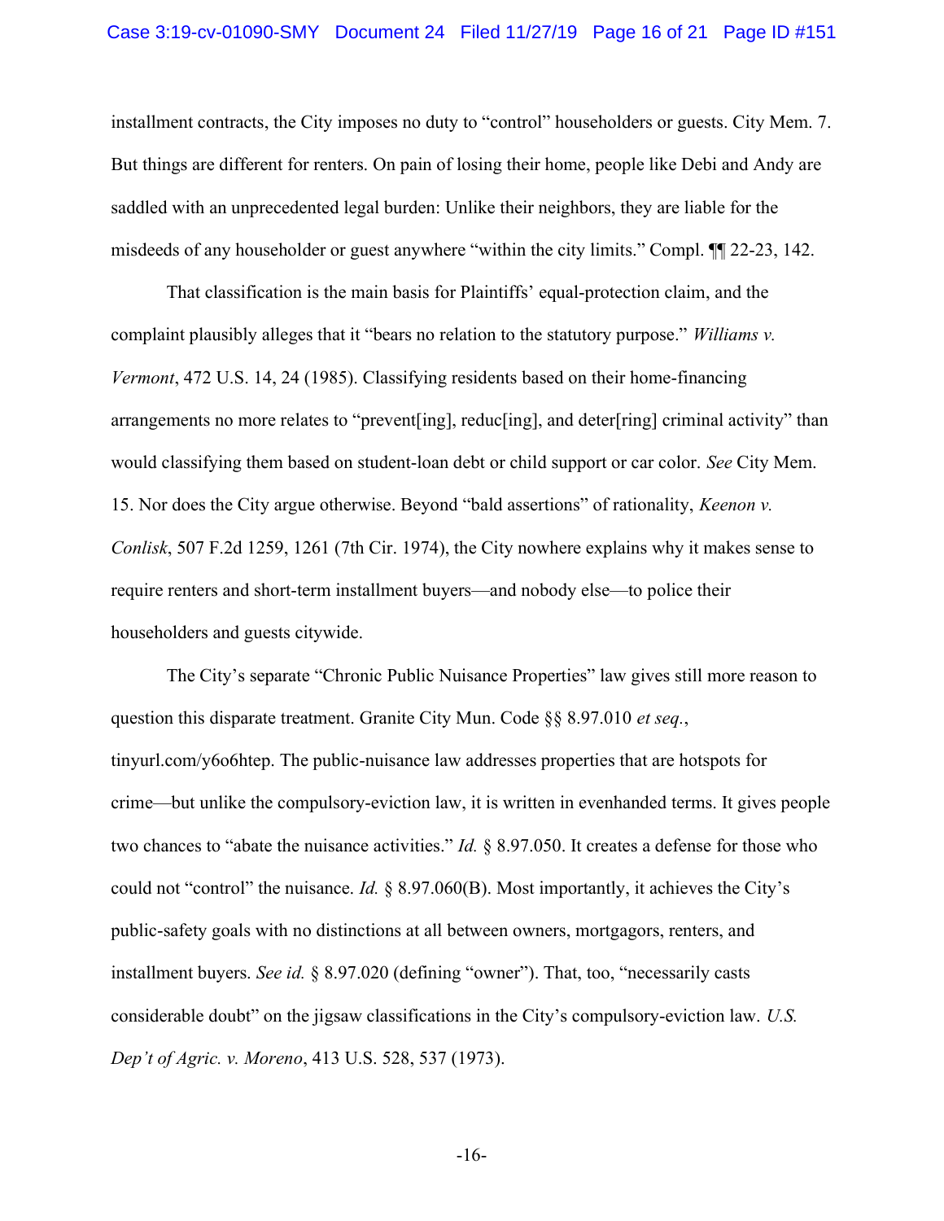installment contracts, the City imposes no duty to "control" householders or guests. City Mem. 7. But things are different for renters. On pain of losing their home, people like Debi and Andy are saddled with an unprecedented legal burden: Unlike their neighbors, they are liable for the misdeeds of any householder or guest anywhere "within the city limits." Compl. ¶¶ 22-23, 142.

That classification is the main basis for Plaintiffs' equal-protection claim, and the complaint plausibly alleges that it "bears no relation to the statutory purpose." *Williams v. Vermont*, 472 U.S. 14, 24 (1985). Classifying residents based on their home-financing arrangements no more relates to "prevent[ing], reduc[ing], and deter[ring] criminal activity" than would classifying them based on student-loan debt or child support or car color. *See* City Mem. 15. Nor does the City argue otherwise. Beyond "bald assertions" of rationality, *Keenon v. Conlisk*, 507 F.2d 1259, 1261 (7th Cir. 1974), the City nowhere explains why it makes sense to require renters and short-term installment buyers—and nobody else—to police their householders and guests citywide.

The City's separate "Chronic Public Nuisance Properties" law gives still more reason to question this disparate treatment. Granite City Mun. Code §§ 8.97.010 *et seq.*, tinyurl.com/y6o6htep. The public-nuisance law addresses properties that are hotspots for crime—but unlike the compulsory-eviction law, it is written in evenhanded terms. It gives people two chances to "abate the nuisance activities." *Id.* § 8.97.050. It creates a defense for those who could not "control" the nuisance. *Id.* § 8.97.060(B). Most importantly, it achieves the City's public-safety goals with no distinctions at all between owners, mortgagors, renters, and installment buyers. *See id.* § 8.97.020 (defining "owner"). That, too, "necessarily casts considerable doubt" on the jigsaw classifications in the City's compulsory-eviction law. *U.S. Dep't of Agric. v. Moreno*, 413 U.S. 528, 537 (1973).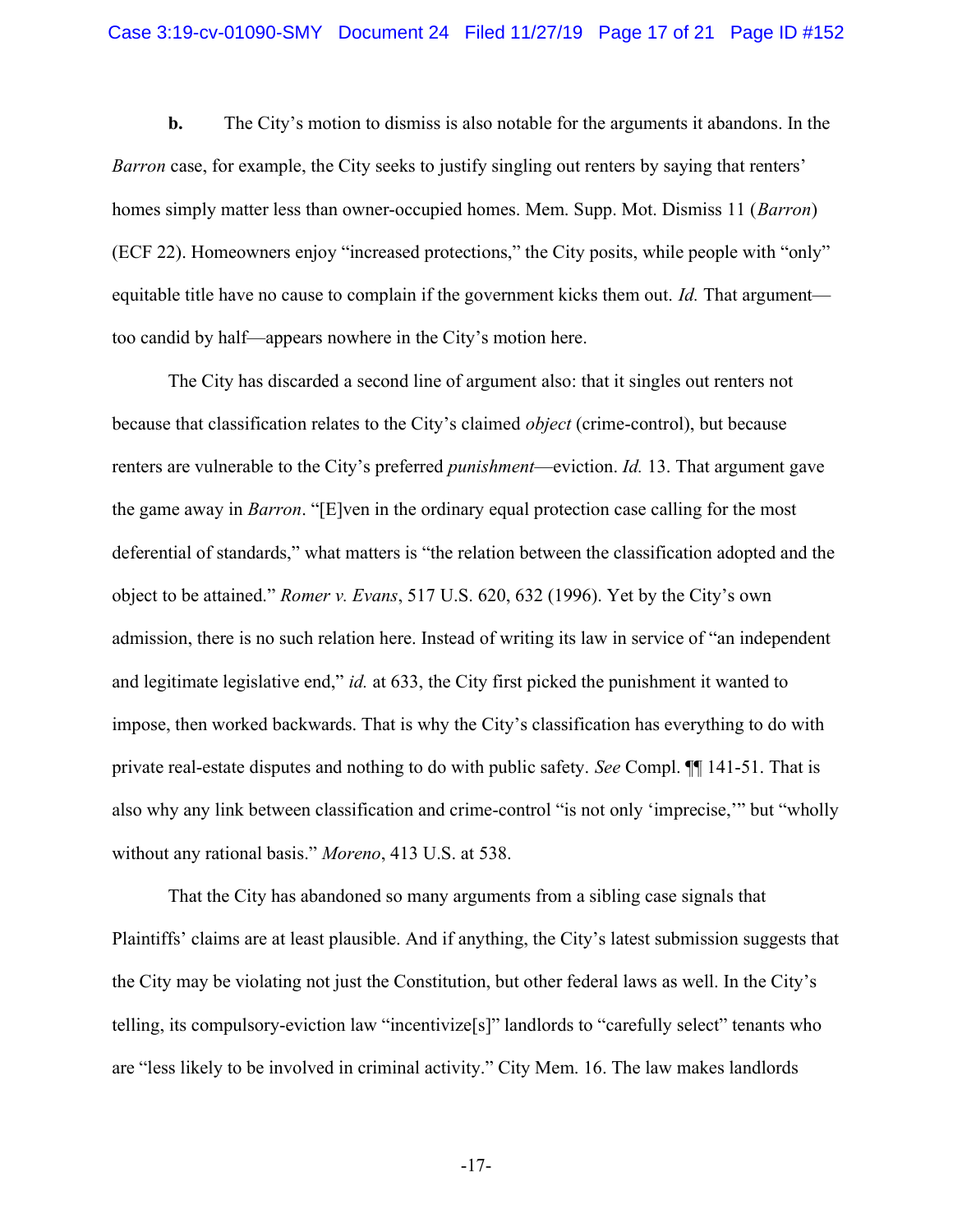**b.** The City's motion to dismiss is also notable for the arguments it abandons. In the *Barron* case, for example, the City seeks to justify singling out renters by saying that renters' homes simply matter less than owner-occupied homes. Mem. Supp. Mot. Dismiss 11 (*Barron*) (ECF 22). Homeowners enjoy "increased protections," the City posits, while people with "only" equitable title have no cause to complain if the government kicks them out. *Id.* That argument—too candid by half—appears nowhere in the City's motion here.

The City has discarded a second line of argument also: that it singles out renters not because that classification relates to the City's claimed *object* (crime-control), but because renters are vulnerable to the City's preferred *punishment*—eviction. *Id.* 13. That argument gave the game away in *Barron*. "[E]ven in the ordinary equal protection case calling for the most deferential of standards," what matters is "the relation between the classification adopted and the object to be attained." *Romer v. Evans*, 517 U.S. 620, 632 (1996). Yet by the City's own admission, there is no such relation here. Instead of writing its law in service of "an independent and legitimate legislative end," *id.* at 633, the City first picked the punishment it wanted to impose, then worked backwards. That is why the City's classification has everything to do with private real-estate disputes and nothing to do with public safety. *See* Compl. ¶¶ 141-51. That is also why any link between classification and crime-control "is not only 'imprecise,'" but "wholly without any rational basis." *Moreno*, 413 U.S. at 538.

That the City has abandoned so many arguments from a sibling case signals that Plaintiffs' claims are at least plausible. And if anything, the City's latest submission suggests that the City may be violating not just the Constitution, but other federal laws as well. In the City's telling, its compulsory-eviction law "incentivize[s]" landlords to "carefully select" tenants who are "less likely to be involved in criminal activity." City Mem. 16. The law makes landlords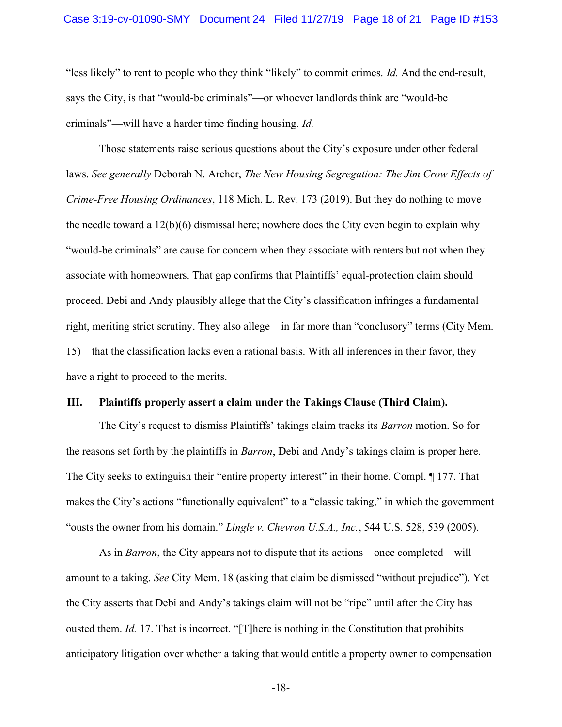"less likely" to rent to people who they think "likely" to commit crimes. *Id.* And the end-result, says the City, is that "would-be criminals"—or whoever landlords think are "would-be criminals"—will have a harder time finding housing. *Id.*

Those statements raise serious questions about the City's exposure under other federal laws. *See generally* Deborah N. Archer, *The New Housing Segregation: The Jim Crow Effects of Crime-Free Housing Ordinances*, 118 Mich. L. Rev. 173 (2019). But they do nothing to move the needle toward a 12(b)(6) dismissal here; nowhere does the City even begin to explain why "would-be criminals" are cause for concern when they associate with renters but not when they associate with homeowners. That gap confirms that Plaintiffs' equal-protection claim should proceed. Debi and Andy plausibly allege that the City's classification infringes a fundamental right, meriting strict scrutiny. They also allege—in far more than "conclusory" terms (City Mem. 15)—that the classification lacks even a rational basis. With all inferences in their favor, they have a right to proceed to the merits.

## III. Plaintiffs properly assert a claim under the Takings Clause (Third Claim).

The City's request to dismiss Plaintiffs' takings claim tracks its *Barron* motion. So for the reasons set forth by the plaintiffs in *Barron*, Debi and Andy's takings claim is proper here. The City seeks to extinguish their "entire property interest" in their home. Compl. ¶ 177. That makes the City's actions "functionally equivalent" to a "classic taking," in which the government "ousts the owner from his domain." *Lingle v. Chevron U.S.A., Inc.*, 544 U.S. 528, 539 (2005).

As in *Barron*, the City appears not to dispute that its actions—once completed—will amount to a taking. *See* City Mem. 18 (asking that claim be dismissed "without prejudice"). Yet the City asserts that Debi and Andy's takings claim will not be "ripe" until after the City has ousted them. *Id.* 17. That is incorrect. "[T]here is nothing in the Constitution that prohibits anticipatory litigation over whether a taking that would entitle a property owner to compensation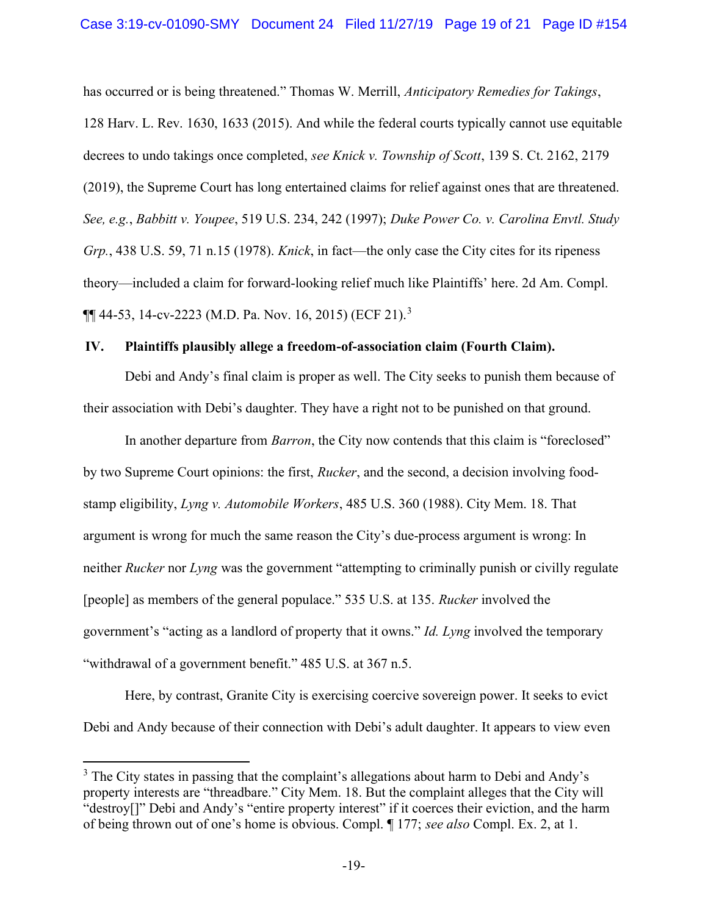has occurred or is being threatened." Thomas W. Merrill, *Anticipatory Remedies for Takings*, 128 Harv. L. Rev. 1630, 1633 (2015). And while the federal courts typically cannot use equitable decrees to undo takings once completed, *see Knick v. Township of Scott*, 139 S. Ct. 2162, 2179 (2019), the Supreme Court has long entertained claims for relief against ones that are threatened. *See, e.g.*, *Babbitt v. Youpee*, 519 U.S. 234, 242 (1997); *Duke Power Co. v. Carolina Envtl. Study Grp.*, 438 U.S. 59, 71 n.15 (1978). *Knick*, in fact—the only case the City cites for its ripeness theory—included a claim for forward-looking relief much like Plaintiffs' here. 2d Am. Compl. ¶¶ 44-53, 14-cv-2223 (M.D. Pa. Nov. 16, 2015) (ECF 21).[3]

### IV. Plaintiffs plausibly allege a freedom-of-association claim (Fourth Claim).

Debi and Andy's final claim is proper as well. The City seeks to punish them because of their association with Debi's daughter. They have a right not to be punished on that ground.

In another departure from *Barron*, the City now contends that this claim is "foreclosed" by two Supreme Court opinions: the first, *Rucker*, and the second, a decision involving food-stamp eligibility, *Lyng v. Automobile Workers*, 485 U.S. 360 (1988). City Mem. 18. That argument is wrong for much the same reason the City's due-process argument is wrong: In neither *Rucker* nor *Lyng* was the government "attempting to criminally punish or civilly regulate [people] as members of the general populace." 535 U.S. at 135. *Rucker* involved the government's "acting as a landlord of property that it owns." *Id. Lyng* involved the temporary "withdrawal of a government benefit." 485 U.S. at 367 n.5.

Here, by contrast, Granite City is exercising coercive sovereign power. It seeks to evict Debi and Andy because of their connection with Debi's adult daughter. It appears to view even

[3] The City states in passing that the complaint's allegations about harm to Debi and Andy's property interests are "threadbare." City Mem. 18. But the complaint alleges that the City will "destroy[]" Debi and Andy's "entire property interest" if it coerces their eviction, and the harm of being thrown out of one's home is obvious. Compl. ¶ 177; *see also* Compl. Ex. 2, at 1.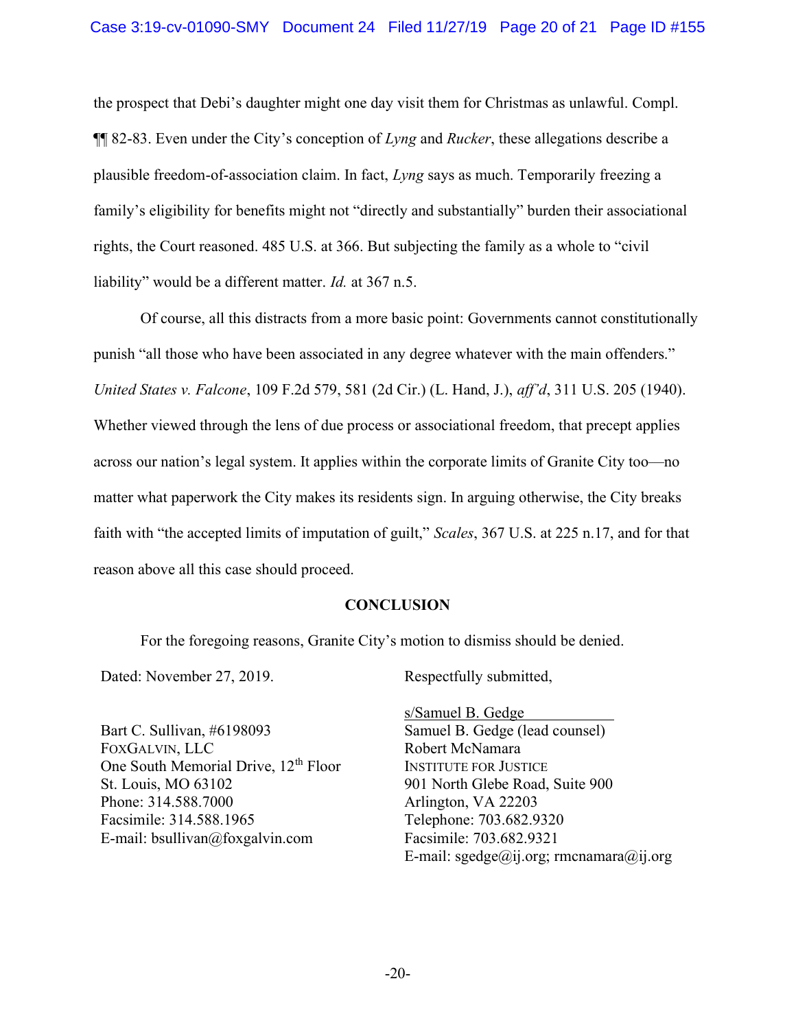the prospect that Debi's daughter might one day visit them for Christmas as unlawful. Compl. ¶¶ 82-83. Even under the City's conception of *Lyng* and *Rucker*, these allegations describe a plausible freedom-of-association claim. In fact, *Lyng* says as much. Temporarily freezing a family's eligibility for benefits might not "directly and substantially" burden their associational rights, the Court reasoned. 485 U.S. at 366. But subjecting the family as a whole to "civil liability" would be a different matter. *Id.* at 367 n.5.

Of course, all this distracts from a more basic point: Governments cannot constitutionally punish "all those who have been associated in any degree whatever with the main offenders." *United States v. Falcone*, 109 F.2d 579, 581 (2d Cir.) (L. Hand, J.), *aff'd*, 311 U.S. 205 (1940). Whether viewed through the lens of due process or associational freedom, that precept applies across our nation's legal system. It applies within the corporate limits of Granite City too—no matter what paperwork the City makes its residents sign. In arguing otherwise, the City breaks faith with "the accepted limits of imputation of guilt," *Scales*, 367 U.S. at 225 n.17, and for that reason above all this case should proceed.

**CONCLUSION**

For the foregoing reasons, Granite City's motion to dismiss should be denied.

Dated: November 27, 2019.

Respectfully submitted,

s/Samuel B. Gedge
Samuel B. Gedge (lead counsel)
Robert McNamara
INSTITUTE FOR JUSTICE
901 North Glebe Road, Suite 900
Arlington, VA 22203
Telephone: 703.682.9320
Facsimile: 703.682.9321
E-mail: sgedge@ij.org; rmcnamara@ij.org

Bart C. Sullivan, #6198093
FOXGALVIN, LLC
One South Memorial Drive, 12th Floor
St. Louis, MO 63102
Phone: 314.588.7000
Facsimile: 314.588.1965
E-mail: bsullivan@foxgalvin.com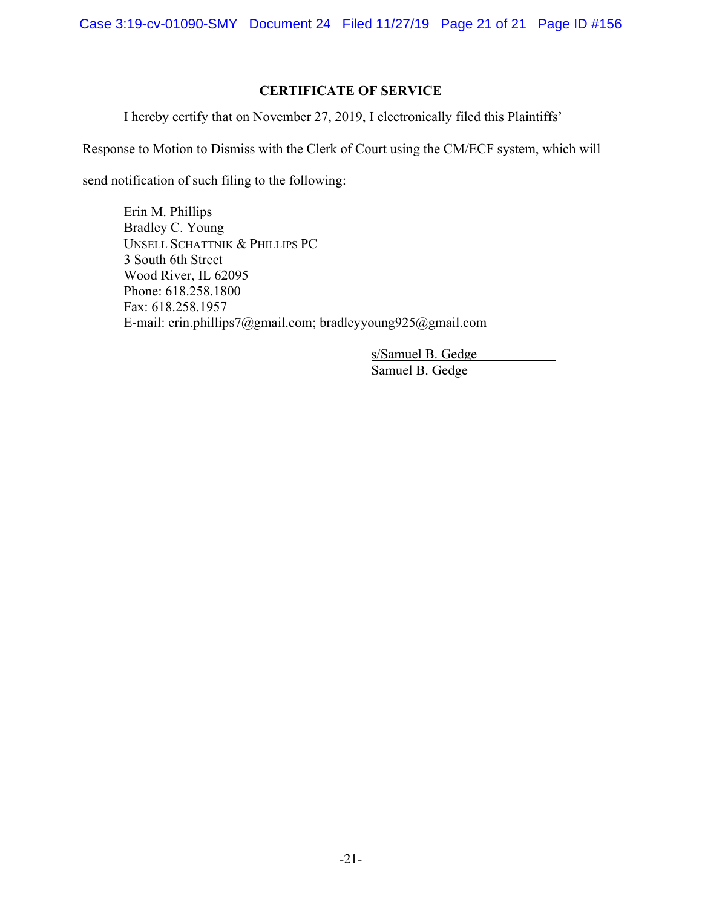## CERTIFICATE OF SERVICE

I hereby certify that on November 27, 2019, I electronically filed this Plaintiffs' Response to Motion to Dismiss with the Clerk of Court using the CM/ECF system, which will send notification of such filing to the following:

Erin M. Phillips  
Bradley C. Young  
UNSELL SCHATTNIK & PHILLIPS PC  
3 South 6th Street  
Wood River, IL 62095  
Phone: 618.258.1800  
Fax: 618.258.1957  
E-mail: erin.phillips7@gmail.com; bradleyyoung925@gmail.com

s/Samuel B. Gedge  
Samuel B. Gedge